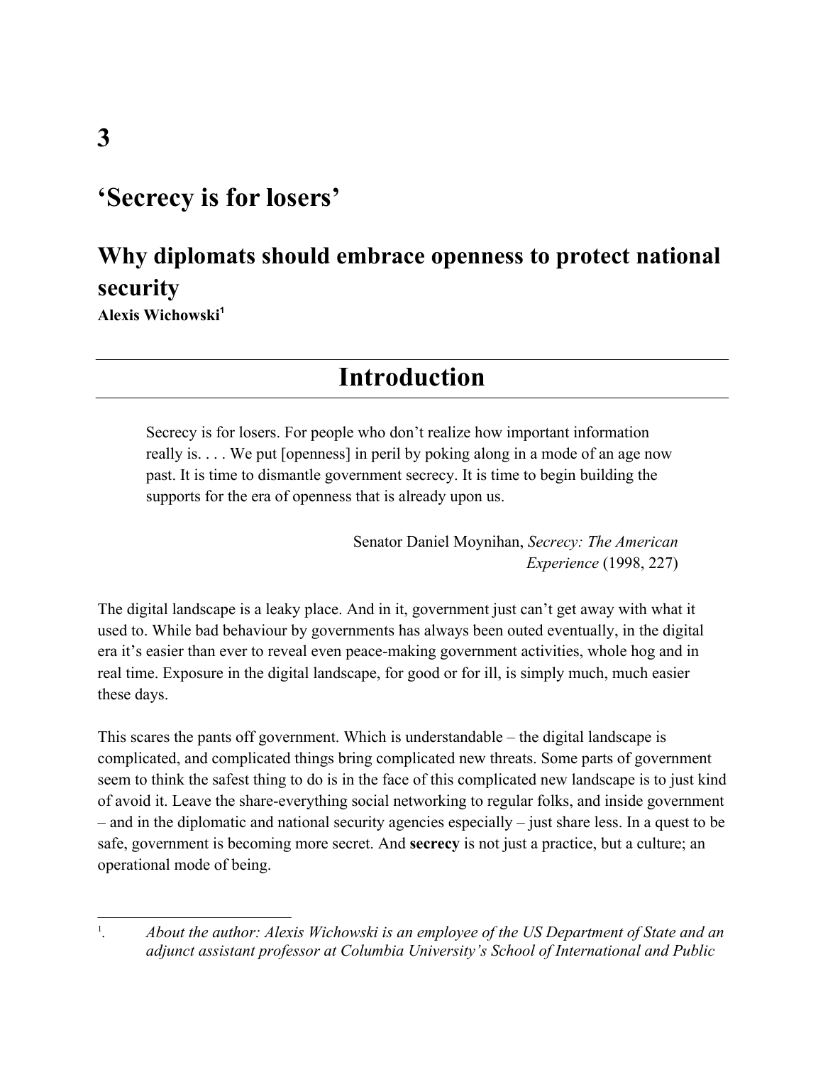# 3

# 'Secrecy is for losers'

## Why diplomats should embrace openness to protect national security

**Alexis Wichowski**[1]

## Introduction

> Secrecy is for losers. For people who don't realize how important information really is. . . . We put [openness] in peril by poking along in a mode of an age now past. It is time to dismantle government secrecy. It is time to begin building the supports for the era of openness that is already upon us.
>
> Senator Daniel Moynihan, *Secrecy: The American Experience* (1998, 227)

The digital landscape is a leaky place. And in it, government just can't get away with what it used to. While bad behaviour by governments has always been outed eventually, in the digital era it's easier than ever to reveal even peace-making government activities, whole hog and in real time. Exposure in the digital landscape, for good or for ill, is simply much, much easier these days.

This scares the pants off government. Which is understandable – the digital landscape is complicated, and complicated things bring complicated new threats. Some parts of government seem to think the safest thing to do is in the face of this complicated new landscape is to just kind of avoid it. Leave the share-everything social networking to regular folks, and inside government – and in the diplomatic and national security agencies especially – just share less. In a quest to be safe, government is becoming more secret. And **secrecy** is not just a practice, but a culture; an operational mode of being.

---

[1]. *About the author: Alexis Wichowski is an employee of the US Department of State and an adjunct assistant professor at Columbia University's School of International and Public*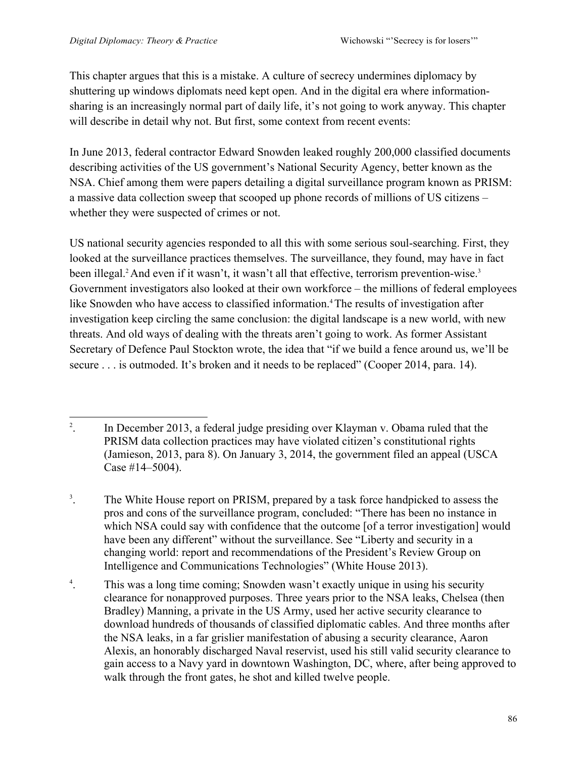This chapter argues that this is a mistake. A culture of secrecy undermines diplomacy by shuttering up windows diplomats need kept open. And in the digital era where information-sharing is an increasingly normal part of daily life, it's not going to work anyway. This chapter will describe in detail why not. But first, some context from recent events:

In June 2013, federal contractor Edward Snowden leaked roughly 200,000 classified documents describing activities of the US government's National Security Agency, better known as the NSA. Chief among them were papers detailing a digital surveillance program known as PRISM: a massive data collection sweep that scooped up phone records of millions of US citizens – whether they were suspected of crimes or not.

US national security agencies responded to all this with some serious soul-searching. First, they looked at the surveillance practices themselves. The surveillance, they found, may have in fact been illegal.[2] And even if it wasn't, it wasn't all that effective, terrorism prevention-wise.[3] Government investigators also looked at their own workforce – the millions of federal employees like Snowden who have access to classified information.[4] The results of investigation after investigation keep circling the same conclusion: the digital landscape is a new world, with new threats. And old ways of dealing with the threats aren't going to work. As former Assistant Secretary of Defence Paul Stockton wrote, the idea that "if we build a fence around us, we'll be secure . . . is outmoded. It's broken and it needs to be replaced" (Cooper 2014, para. 14).

---

[2]. In December 2013, a federal judge presiding over Klayman v. Obama ruled that the PRISM data collection practices may have violated citizen's constitutional rights (Jamieson, 2013, para 8). On January 3, 2014, the government filed an appeal (USCA Case #14–5004).

[3]. The White House report on PRISM, prepared by a task force handpicked to assess the pros and cons of the surveillance program, concluded: "There has been no instance in which NSA could say with confidence that the outcome [of a terror investigation] would have been any different" without the surveillance. See "Liberty and security in a changing world: report and recommendations of the President's Review Group on Intelligence and Communications Technologies" (White House 2013).

[4]. This was a long time coming; Snowden wasn't exactly unique in using his security clearance for nonapproved purposes. Three years prior to the NSA leaks, Chelsea (then Bradley) Manning, a private in the US Army, used her active security clearance to download hundreds of thousands of classified diplomatic cables. And three months after the NSA leaks, in a far grislier manifestation of abusing a security clearance, Aaron Alexis, an honorably discharged Naval reservist, used his still valid security clearance to gain access to a Navy yard in downtown Washington, DC, where, after being approved to walk through the front gates, he shot and killed twelve people.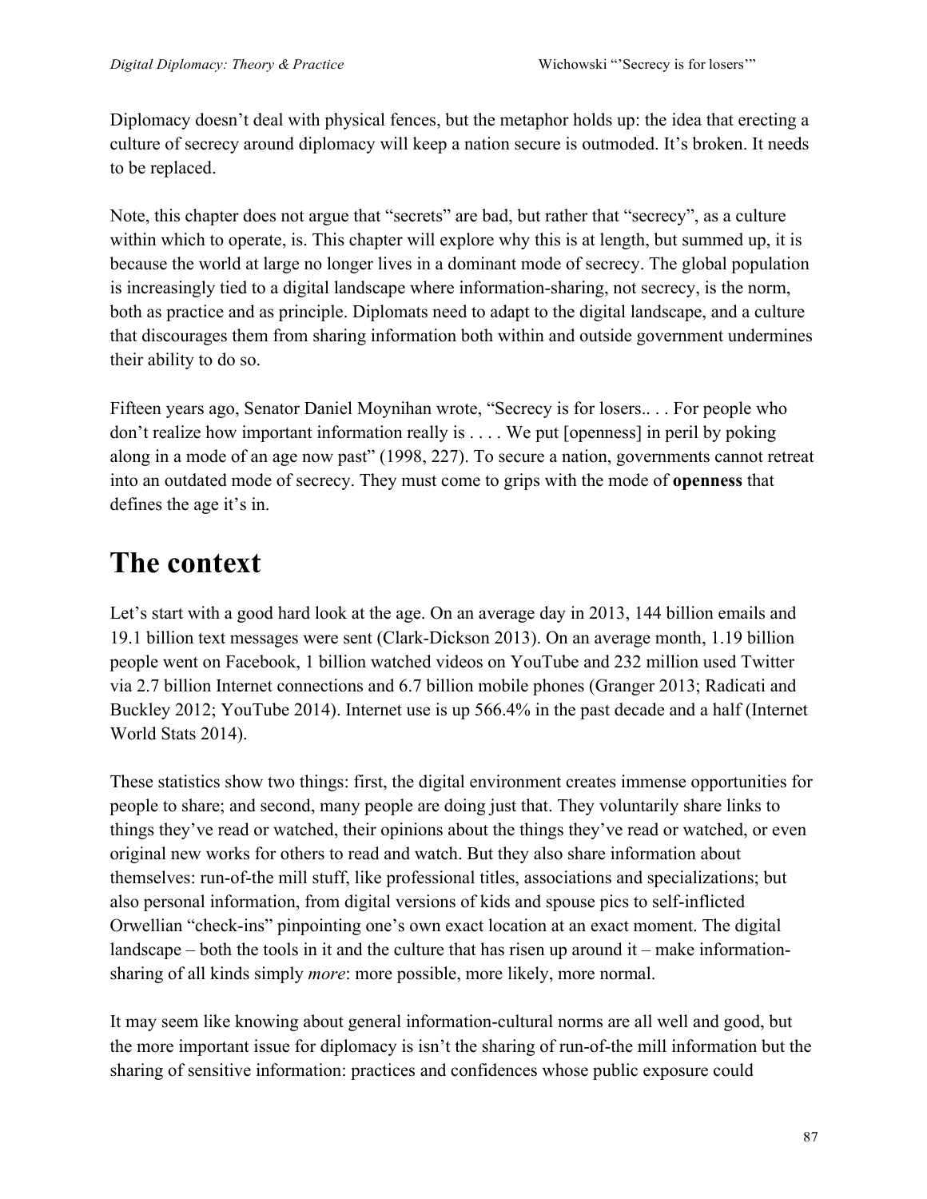Diplomacy doesn't deal with physical fences, but the metaphor holds up: the idea that erecting a culture of secrecy around diplomacy will keep a nation secure is outmoded. It's broken. It needs to be replaced.

Note, this chapter does not argue that "secrets" are bad, but rather that "secrecy", as a culture within which to operate, is. This chapter will explore why this is at length, but summed up, it is because the world at large no longer lives in a dominant mode of secrecy. The global population is increasingly tied to a digital landscape where information-sharing, not secrecy, is the norm, both as practice and as principle. Diplomats need to adapt to the digital landscape, and a culture that discourages them from sharing information both within and outside government undermines their ability to do so.

Fifteen years ago, Senator Daniel Moynihan wrote, "Secrecy is for losers.. . . For people who don't realize how important information really is . . . . We put [openness] in peril by poking along in a mode of an age now past" (1998, 227). To secure a nation, governments cannot retreat into an outdated mode of secrecy. They must come to grips with the mode of **openness** that defines the age it's in.

# The context

Let's start with a good hard look at the age. On an average day in 2013, 144 billion emails and 19.1 billion text messages were sent (Clark-Dickson 2013). On an average month, 1.19 billion people went on Facebook, 1 billion watched videos on YouTube and 232 million used Twitter via 2.7 billion Internet connections and 6.7 billion mobile phones (Granger 2013; Radicati and Buckley 2012; YouTube 2014). Internet use is up 566.4% in the past decade and a half (Internet World Stats 2014).

These statistics show two things: first, the digital environment creates immense opportunities for people to share; and second, many people are doing just that. They voluntarily share links to things they've read or watched, their opinions about the things they've read or watched, or even original new works for others to read and watch. But they also share information about themselves: run-of-the mill stuff, like professional titles, associations and specializations; but also personal information, from digital versions of kids and spouse pics to self-inflicted Orwellian "check-ins" pinpointing one's own exact location at an exact moment. The digital landscape – both the tools in it and the culture that has risen up around it – make information-sharing of all kinds simply *more*: more possible, more likely, more normal.

It may seem like knowing about general information-cultural norms are all well and good, but the more important issue for diplomacy is isn't the sharing of run-of-the mill information but the sharing of sensitive information: practices and confidences whose public exposure could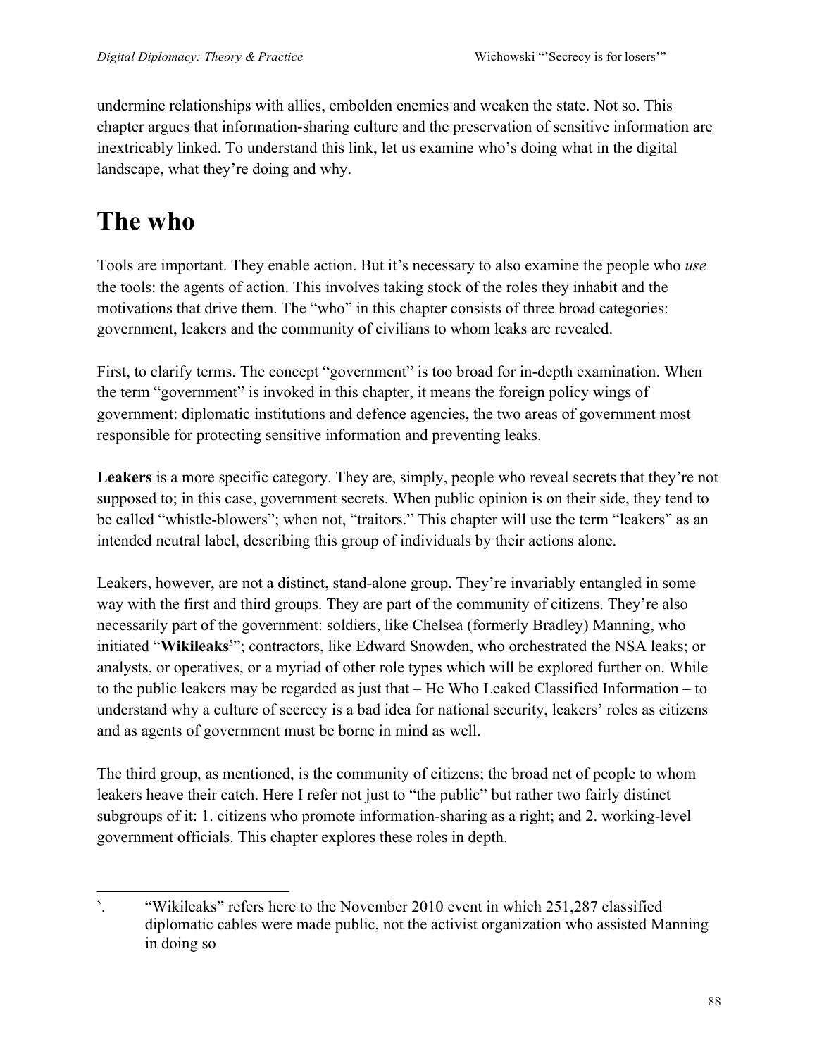undermine relationships with allies, embolden enemies and weaken the state. Not so. This chapter argues that information-sharing culture and the preservation of sensitive information are inextricably linked. To understand this link, let us examine who's doing what in the digital landscape, what they're doing and why.

# The who

Tools are important. They enable action. But it's necessary to also examine the people who *use* the tools: the agents of action. This involves taking stock of the roles they inhabit and the motivations that drive them. The "who" in this chapter consists of three broad categories: government, leakers and the community of civilians to whom leaks are revealed.

First, to clarify terms. The concept "government" is too broad for in-depth examination. When the term "government" is invoked in this chapter, it means the foreign policy wings of government: diplomatic institutions and defence agencies, the two areas of government most responsible for protecting sensitive information and preventing leaks.

**Leakers** is a more specific category. They are, simply, people who reveal secrets that they're not supposed to; in this case, government secrets. When public opinion is on their side, they tend to be called "whistle-blowers"; when not, "traitors." This chapter will use the term "leakers" as an intended neutral label, describing this group of individuals by their actions alone.

Leakers, however, are not a distinct, stand-alone group. They're invariably entangled in some way with the first and third groups. They are part of the community of citizens. They're also necessarily part of the government: soldiers, like Chelsea (formerly Bradley) Manning, who initiated "**Wikileaks**[5]"; contractors, like Edward Snowden, who orchestrated the NSA leaks; or analysts, or operatives, or a myriad of other role types which will be explored further on. While to the public leakers may be regarded as just that – He Who Leaked Classified Information – to understand why a culture of secrecy is a bad idea for national security, leakers' roles as citizens and as agents of government must be borne in mind as well.

The third group, as mentioned, is the community of citizens; the broad net of people to whom leakers heave their catch. Here I refer not just to "the public" but rather two fairly distinct subgroups of it: 1. citizens who promote information-sharing as a right; and 2. working-level government officials. This chapter explores these roles in depth.

---

5. "Wikileaks" refers here to the November 2010 event in which 251,287 classified diplomatic cables were made public, not the activist organization who assisted Manning in doing so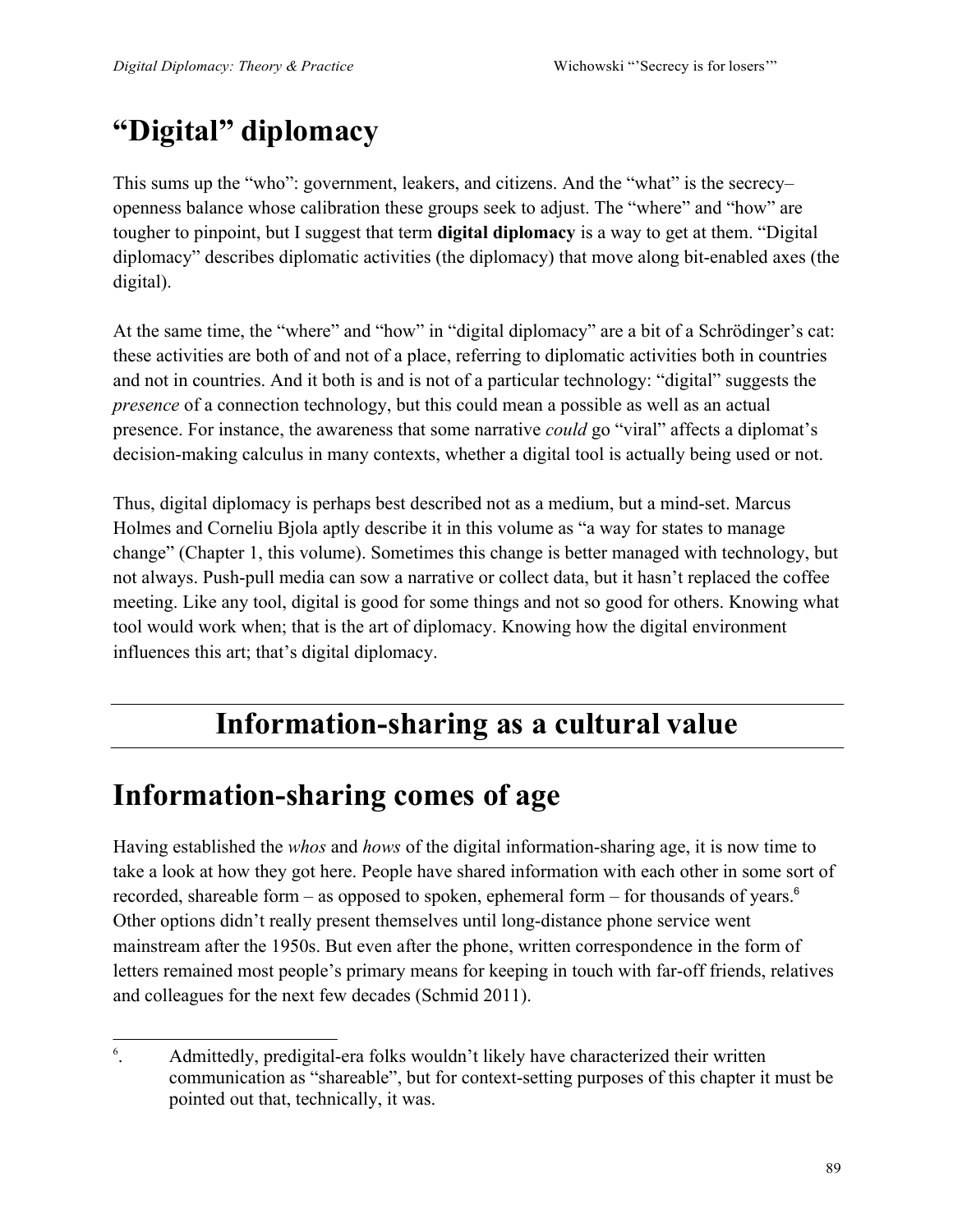## “Digital” diplomacy

This sums up the “who”: government, leakers, and citizens. And the “what” is the secrecy–openness balance whose calibration these groups seek to adjust. The “where” and “how” are tougher to pinpoint, but I suggest that term **digital diplomacy** is a way to get at them. “Digital diplomacy” describes diplomatic activities (the diplomacy) that move along bit-enabled axes (the digital).

At the same time, the “where” and “how” in “digital diplomacy” are a bit of a Schrödinger’s cat: these activities are both of and not of a place, referring to diplomatic activities both in countries and not in countries. And it both is and is not of a particular technology: “digital” suggests the *presence* of a connection technology, but this could mean a possible as well as an actual presence. For instance, the awareness that some narrative *could* go “viral” affects a diplomat’s decision-making calculus in many contexts, whether a digital tool is actually being used or not.

Thus, digital diplomacy is perhaps best described not as a medium, but a mind-set. Marcus Holmes and Corneliu Bjola aptly describe it in this volume as “a way for states to manage change” (Chapter 1, this volume). Sometimes this change is better managed with technology, but not always. Push-pull media can sow a narrative or collect data, but it hasn’t replaced the coffee meeting. Like any tool, digital is good for some things and not so good for others. Knowing what tool would work when; that is the art of diplomacy. Knowing how the digital environment influences this art; that’s digital diplomacy.

# Information-sharing as a cultural value

## Information-sharing comes of age

Having established the *whos* and *hows* of the digital information-sharing age, it is now time to take a look at how they got here. People have shared information with each other in some sort of recorded, shareable form – as opposed to spoken, ephemeral form – for thousands of years.[6] Other options didn’t really present themselves until long-distance phone service went mainstream after the 1950s. But even after the phone, written correspondence in the form of letters remained most people’s primary means for keeping in touch with far-off friends, relatives and colleagues for the next few decades (Schmid 2011).

[6]. Admittedly, predigital-era folks wouldn’t likely have characterized their written communication as “shareable”, but for context-setting purposes of this chapter it must be pointed out that, technically, it was.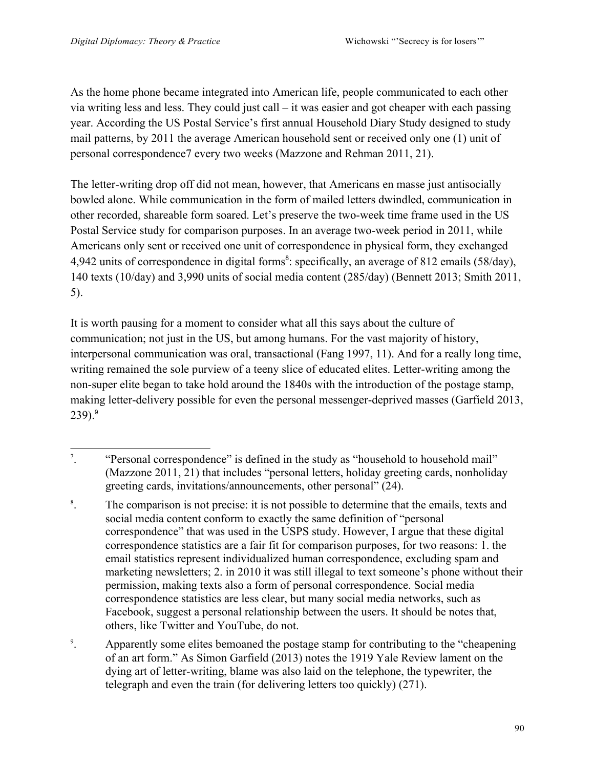As the home phone became integrated into American life, people communicated to each other via writing less and less. They could just call – it was easier and got cheaper with each passing year. According the US Postal Service's first annual Household Diary Study designed to study mail patterns, by 2011 the average American household sent or received only one (1) unit of personal correspondence7 every two weeks (Mazzone and Rehman 2011, 21).

The letter-writing drop off did not mean, however, that Americans en masse just antisocially bowled alone. While communication in the form of mailed letters dwindled, communication in other recorded, shareable form soared. Let's preserve the two-week time frame used in the US Postal Service study for comparison purposes. In an average two-week period in 2011, while Americans only sent or received one unit of correspondence in physical form, they exchanged 4,942 units of correspondence in digital forms[8]: specifically, an average of 812 emails (58/day), 140 texts (10/day) and 3,990 units of social media content (285/day) (Bennett 2013; Smith 2011, 5).

It is worth pausing for a moment to consider what all this says about the culture of communication; not just in the US, but among humans. For the vast majority of history, interpersonal communication was oral, transactional (Fang 1997, 11). And for a really long time, writing remained the sole purview of a teeny slice of educated elites. Letter-writing among the non-super elite began to take hold around the 1840s with the introduction of the postage stamp, making letter-delivery possible for even the personal messenger-deprived masses (Garfield 2013, 239).[9]

---

7. "Personal correspondence" is defined in the study as "household to household mail" (Mazzone 2011, 21) that includes "personal letters, holiday greeting cards, nonholiday greeting cards, invitations/announcements, other personal" (24).

8. The comparison is not precise: it is not possible to determine that the emails, texts and social media content conform to exactly the same definition of "personal correspondence" that was used in the USPS study. However, I argue that these digital correspondence statistics are a fair fit for comparison purposes, for two reasons: 1. the email statistics represent individualized human correspondence, excluding spam and marketing newsletters; 2. in 2010 it was still illegal to text someone's phone without their permission, making texts also a form of personal correspondence. Social media correspondence statistics are less clear, but many social media networks, such as Facebook, suggest a personal relationship between the users. It should be notes that, others, like Twitter and YouTube, do not.

9. Apparently some elites bemoaned the postage stamp for contributing to the "cheapening of an art form." As Simon Garfield (2013) notes the 1919 Yale Review lament on the dying art of letter-writing, blame was also laid on the telephone, the typewriter, the telegraph and even the train (for delivering letters too quickly) (271).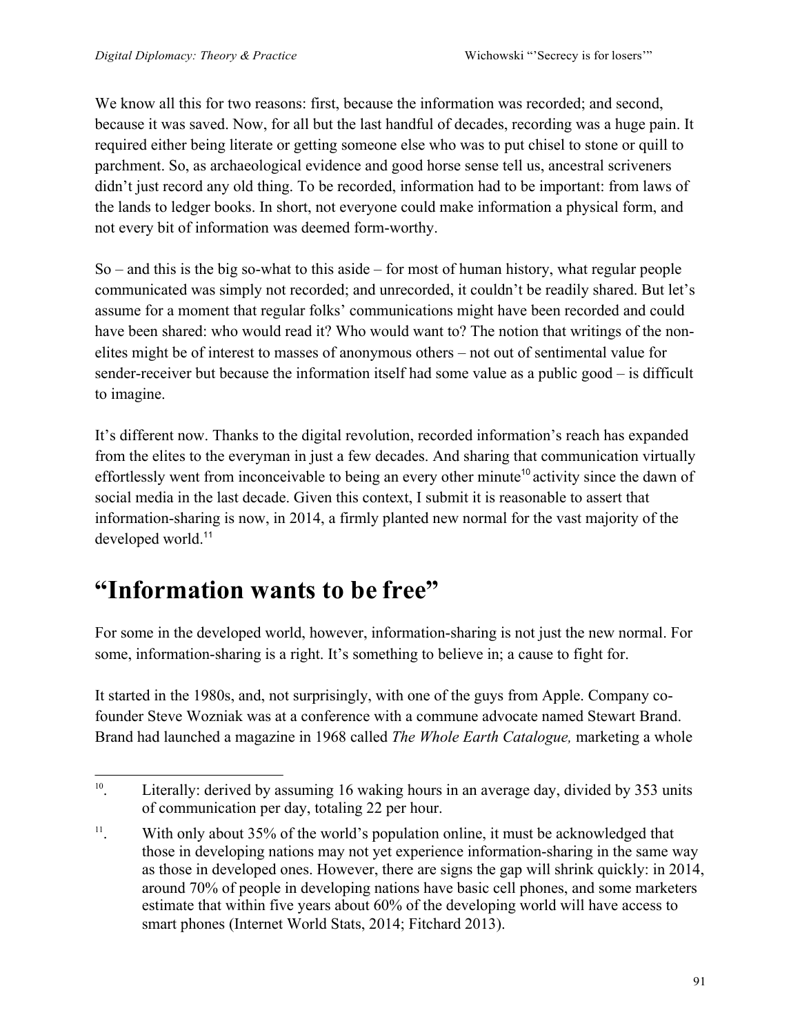We know all this for two reasons: first, because the information was recorded; and second, because it was saved. Now, for all but the last handful of decades, recording was a huge pain. It required either being literate or getting someone else who was to put chisel to stone or quill to parchment. So, as archaeological evidence and good horse sense tell us, ancestral scriveners didn't just record any old thing. To be recorded, information had to be important: from laws of the lands to ledger books. In short, not everyone could make information a physical form, and not every bit of information was deemed form-worthy.

So – and this is the big so-what to this aside – for most of human history, what regular people communicated was simply not recorded; and unrecorded, it couldn't be readily shared. But let's assume for a moment that regular folks' communications might have been recorded and could have been shared: who would read it? Who would want to? The notion that writings of the non-elites might be of interest to masses of anonymous others – not out of sentimental value for sender-receiver but because the information itself had some value as a public good – is difficult to imagine.

It's different now. Thanks to the digital revolution, recorded information's reach has expanded from the elites to the everyman in just a few decades. And sharing that communication virtually effortlessly went from inconceivable to being an every other minute[10] activity since the dawn of social media in the last decade. Given this context, I submit it is reasonable to assert that information-sharing is now, in 2014, a firmly planted new normal for the vast majority of the developed world.[11]

# "Information wants to be free"

For some in the developed world, however, information-sharing is not just the new normal. For some, information-sharing is a right. It's something to believe in; a cause to fight for.

It started in the 1980s, and, not surprisingly, with one of the guys from Apple. Company co-founder Steve Wozniak was at a conference with a commune advocate named Stewart Brand. Brand had launched a magazine in 1968 called *The Whole Earth Catalogue,* marketing a whole

---

[10]. Literally: derived by assuming 16 waking hours in an average day, divided by 353 units of communication per day, totaling 22 per hour.

[11]. With only about 35% of the world's population online, it must be acknowledged that those in developing nations may not yet experience information-sharing in the same way as those in developed ones. However, there are signs the gap will shrink quickly: in 2014, around 70% of people in developing nations have basic cell phones, and some marketers estimate that within five years about 60% of the developing world will have access to smart phones (Internet World Stats, 2014; Fitchard 2013).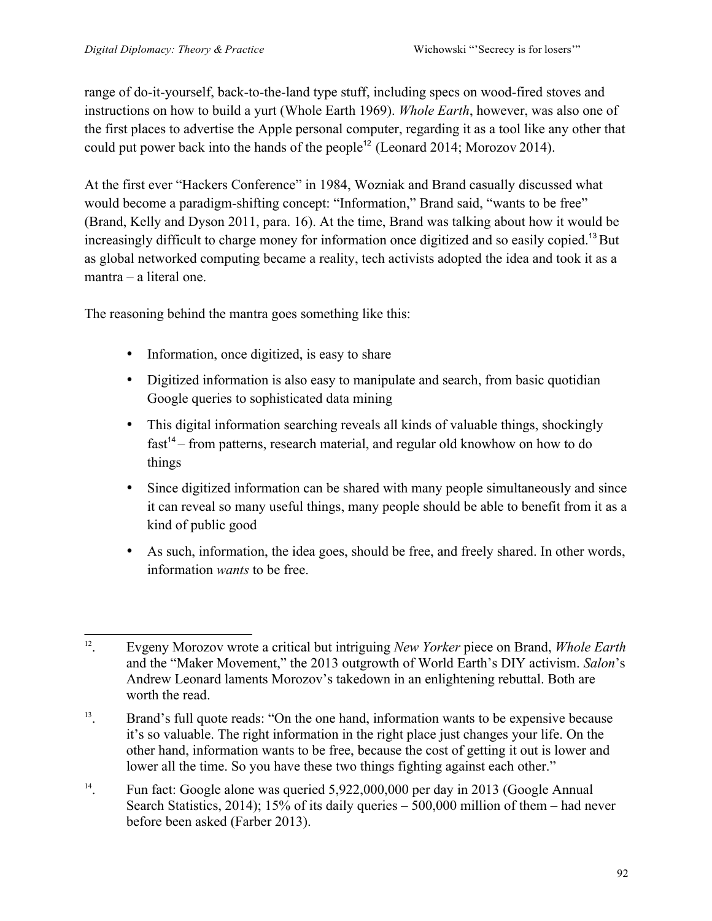range of do-it-yourself, back-to-the-land type stuff, including specs on wood-fired stoves and instructions on how to build a yurt (Whole Earth 1969). *Whole Earth*, however, was also one of the first places to advertise the Apple personal computer, regarding it as a tool like any other that could put power back into the hands of the people[12] (Leonard 2014; Morozov 2014).

At the first ever "Hackers Conference" in 1984, Wozniak and Brand casually discussed what would become a paradigm-shifting concept: "Information," Brand said, "wants to be free" (Brand, Kelly and Dyson 2011, para. 16). At the time, Brand was talking about how it would be increasingly difficult to charge money for information once digitized and so easily copied.[13] But as global networked computing became a reality, tech activists adopted the idea and took it as a mantra – a literal one.

The reasoning behind the mantra goes something like this:

- Information, once digitized, is easy to share
- Digitized information is also easy to manipulate and search, from basic quotidian Google queries to sophisticated data mining
- This digital information searching reveals all kinds of valuable things, shockingly fast[14] – from patterns, research material, and regular old knowhow on how to do things
- Since digitized information can be shared with many people simultaneously and since it can reveal so many useful things, many people should be able to benefit from it as a kind of public good
- As such, information, the idea goes, should be free, and freely shared. In other words, information *wants* to be free.

---

[12]. Evgeny Morozov wrote a critical but intriguing *New Yorker* piece on Brand, *Whole Earth* and the "Maker Movement," the 2013 outgrowth of World Earth's DIY activism. *Salon*'s Andrew Leonard laments Morozov's takedown in an enlightening rebuttal. Both are worth the read.

[13]. Brand's full quote reads: "On the one hand, information wants to be expensive because it's so valuable. The right information in the right place just changes your life. On the other hand, information wants to be free, because the cost of getting it out is lower and lower all the time. So you have these two things fighting against each other."

[14]. Fun fact: Google alone was queried 5,922,000,000 per day in 2013 (Google Annual Search Statistics, 2014); 15% of its daily queries – 500,000 million of them – had never before been asked (Farber 2013).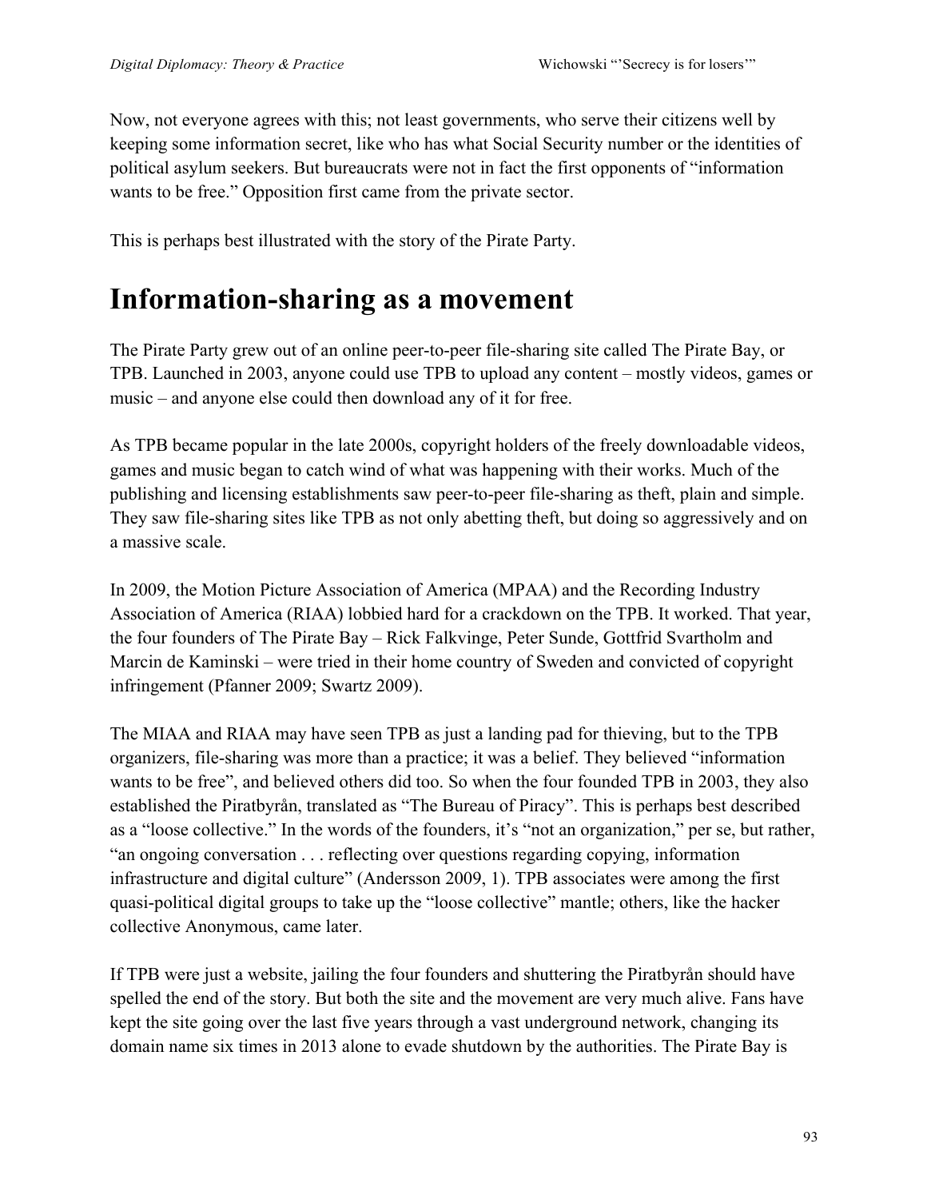Now, not everyone agrees with this; not least governments, who serve their citizens well by keeping some information secret, like who has what Social Security number or the identities of political asylum seekers. But bureaucrats were not in fact the first opponents of "information wants to be free." Opposition first came from the private sector.

This is perhaps best illustrated with the story of the Pirate Party.

# Information-sharing as a movement

The Pirate Party grew out of an online peer-to-peer file-sharing site called The Pirate Bay, or TPB. Launched in 2003, anyone could use TPB to upload any content – mostly videos, games or music – and anyone else could then download any of it for free.

As TPB became popular in the late 2000s, copyright holders of the freely downloadable videos, games and music began to catch wind of what was happening with their works. Much of the publishing and licensing establishments saw peer-to-peer file-sharing as theft, plain and simple. They saw file-sharing sites like TPB as not only abetting theft, but doing so aggressively and on a massive scale.

In 2009, the Motion Picture Association of America (MPAA) and the Recording Industry Association of America (RIAA) lobbied hard for a crackdown on the TPB. It worked. That year, the four founders of The Pirate Bay – Rick Falkvinge, Peter Sunde, Gottfrid Svartholm and Marcin de Kaminski – were tried in their home country of Sweden and convicted of copyright infringement (Pfanner 2009; Swartz 2009).

The MIAA and RIAA may have seen TPB as just a landing pad for thieving, but to the TPB organizers, file-sharing was more than a practice; it was a belief. They believed "information wants to be free", and believed others did too. So when the four founded TPB in 2003, they also established the Piratbyrån, translated as "The Bureau of Piracy". This is perhaps best described as a "loose collective." In the words of the founders, it's "not an organization," per se, but rather, "an ongoing conversation . . . reflecting over questions regarding copying, information infrastructure and digital culture" (Andersson 2009, 1). TPB associates were among the first quasi-political digital groups to take up the "loose collective" mantle; others, like the hacker collective Anonymous, came later.

If TPB were just a website, jailing the four founders and shuttering the Piratbyrån should have spelled the end of the story. But both the site and the movement are very much alive. Fans have kept the site going over the last five years through a vast underground network, changing its domain name six times in 2013 alone to evade shutdown by the authorities. The Pirate Bay is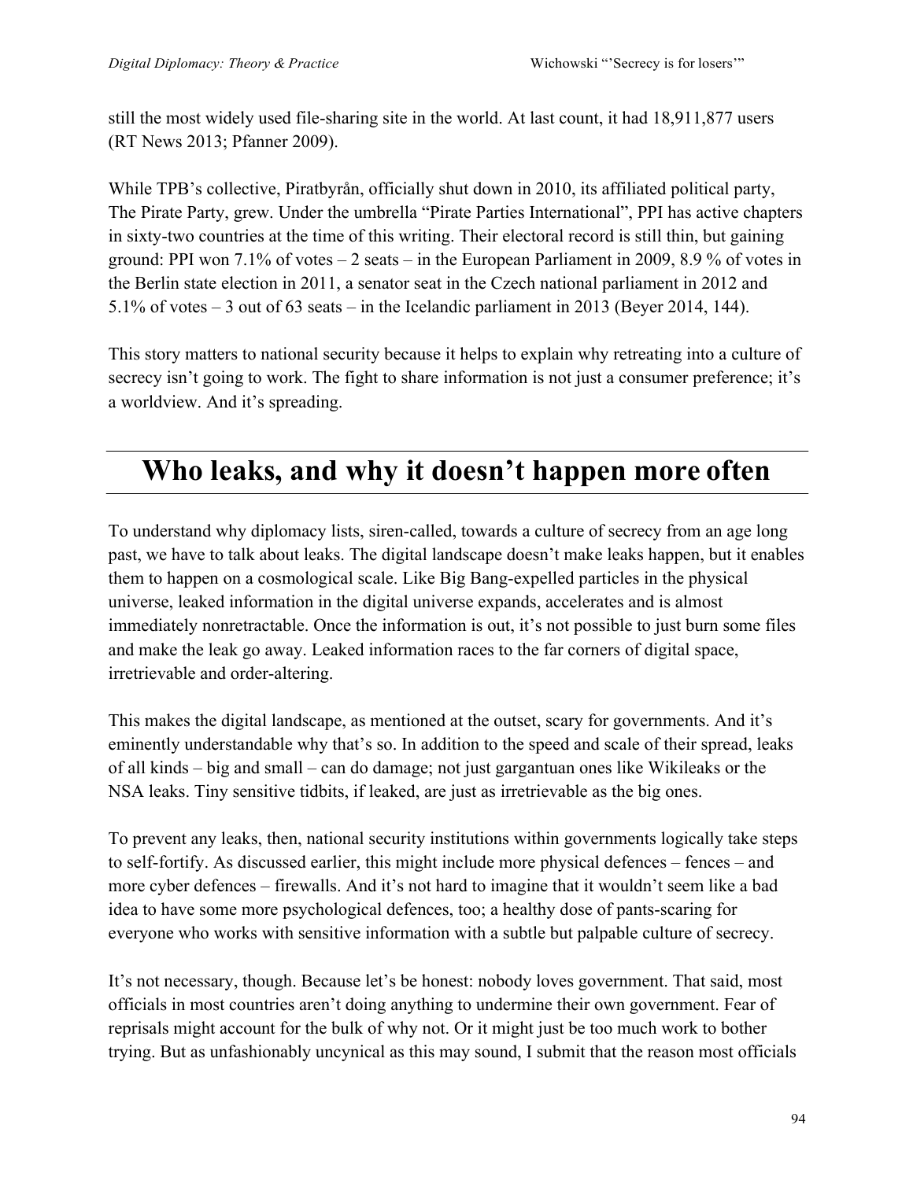still the most widely used file-sharing site in the world. At last count, it had 18,911,877 users (RT News 2013; Pfanner 2009).

While TPB's collective, Piratbyrån, officially shut down in 2010, its affiliated political party, The Pirate Party, grew. Under the umbrella "Pirate Parties International", PPI has active chapters in sixty-two countries at the time of this writing. Their electoral record is still thin, but gaining ground: PPI won 7.1% of votes – 2 seats – in the European Parliament in 2009, 8.9 % of votes in the Berlin state election in 2011, a senator seat in the Czech national parliament in 2012 and 5.1% of votes – 3 out of 63 seats – in the Icelandic parliament in 2013 (Beyer 2014, 144).

This story matters to national security because it helps to explain why retreating into a culture of secrecy isn't going to work. The fight to share information is not just a consumer preference; it's a worldview. And it's spreading.

# Who leaks, and why it doesn't happen more often

To understand why diplomacy lists, siren-called, towards a culture of secrecy from an age long past, we have to talk about leaks. The digital landscape doesn't make leaks happen, but it enables them to happen on a cosmological scale. Like Big Bang-expelled particles in the physical universe, leaked information in the digital universe expands, accelerates and is almost immediately nonretractable. Once the information is out, it's not possible to just burn some files and make the leak go away. Leaked information races to the far corners of digital space, irretrievable and order-altering.

This makes the digital landscape, as mentioned at the outset, scary for governments. And it's eminently understandable why that's so. In addition to the speed and scale of their spread, leaks of all kinds – big and small – can do damage; not just gargantuan ones like Wikileaks or the NSA leaks. Tiny sensitive tidbits, if leaked, are just as irretrievable as the big ones.

To prevent any leaks, then, national security institutions within governments logically take steps to self-fortify. As discussed earlier, this might include more physical defences – fences – and more cyber defences – firewalls. And it's not hard to imagine that it wouldn't seem like a bad idea to have some more psychological defences, too; a healthy dose of pants-scaring for everyone who works with sensitive information with a subtle but palpable culture of secrecy.

It's not necessary, though. Because let's be honest: nobody loves government. That said, most officials in most countries aren't doing anything to undermine their own government. Fear of reprisals might account for the bulk of why not. Or it might just be too much work to bother trying. But as unfashionably uncynical as this may sound, I submit that the reason most officials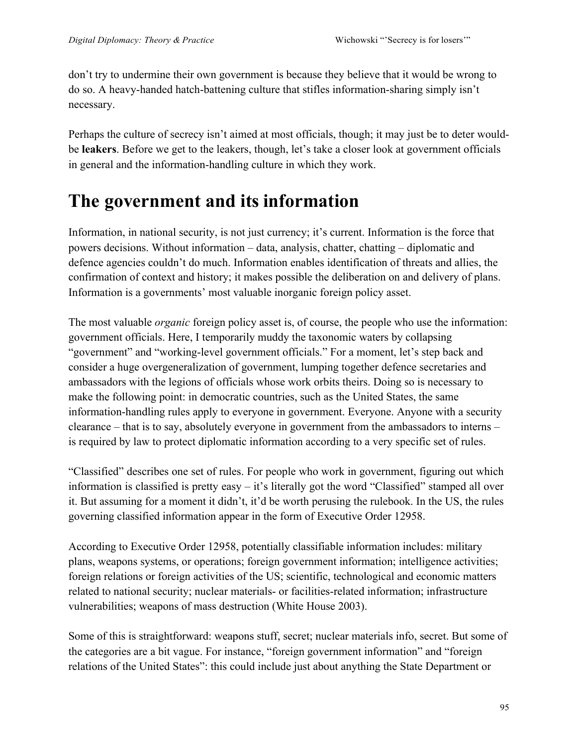don’t try to undermine their own government is because they believe that it would be wrong to do so. A heavy-handed hatch-battening culture that stifles information-sharing simply isn’t necessary.

Perhaps the culture of secrecy isn’t aimed at most officials, though; it may just be to deter would-be **leakers**. Before we get to the leakers, though, let’s take a closer look at government officials in general and the information-handling culture in which they work.

# The government and its information

Information, in national security, is not just currency; it’s current. Information is the force that powers decisions. Without information – data, analysis, chatter, chatting – diplomatic and defence agencies couldn’t do much. Information enables identification of threats and allies, the confirmation of context and history; it makes possible the deliberation on and delivery of plans. Information is a governments’ most valuable inorganic foreign policy asset.

The most valuable *organic* foreign policy asset is, of course, the people who use the information: government officials. Here, I temporarily muddy the taxonomic waters by collapsing “government” and “working-level government officials.” For a moment, let’s step back and consider a huge overgeneralization of government, lumping together defence secretaries and ambassadors with the legions of officials whose work orbits theirs. Doing so is necessary to make the following point: in democratic countries, such as the United States, the same information-handling rules apply to everyone in government. Everyone. Anyone with a security clearance – that is to say, absolutely everyone in government from the ambassadors to interns – is required by law to protect diplomatic information according to a very specific set of rules.

“Classified” describes one set of rules. For people who work in government, figuring out which information is classified is pretty easy – it’s literally got the word “Classified” stamped all over it. But assuming for a moment it didn’t, it’d be worth perusing the rulebook. In the US, the rules governing classified information appear in the form of Executive Order 12958.

According to Executive Order 12958, potentially classifiable information includes: military plans, weapons systems, or operations; foreign government information; intelligence activities; foreign relations or foreign activities of the US; scientific, technological and economic matters related to national security; nuclear materials- or facilities-related information; infrastructure vulnerabilities; weapons of mass destruction (White House 2003).

Some of this is straightforward: weapons stuff, secret; nuclear materials info, secret. But some of the categories are a bit vague. For instance, “foreign government information” and “foreign relations of the United States”: this could include just about anything the State Department or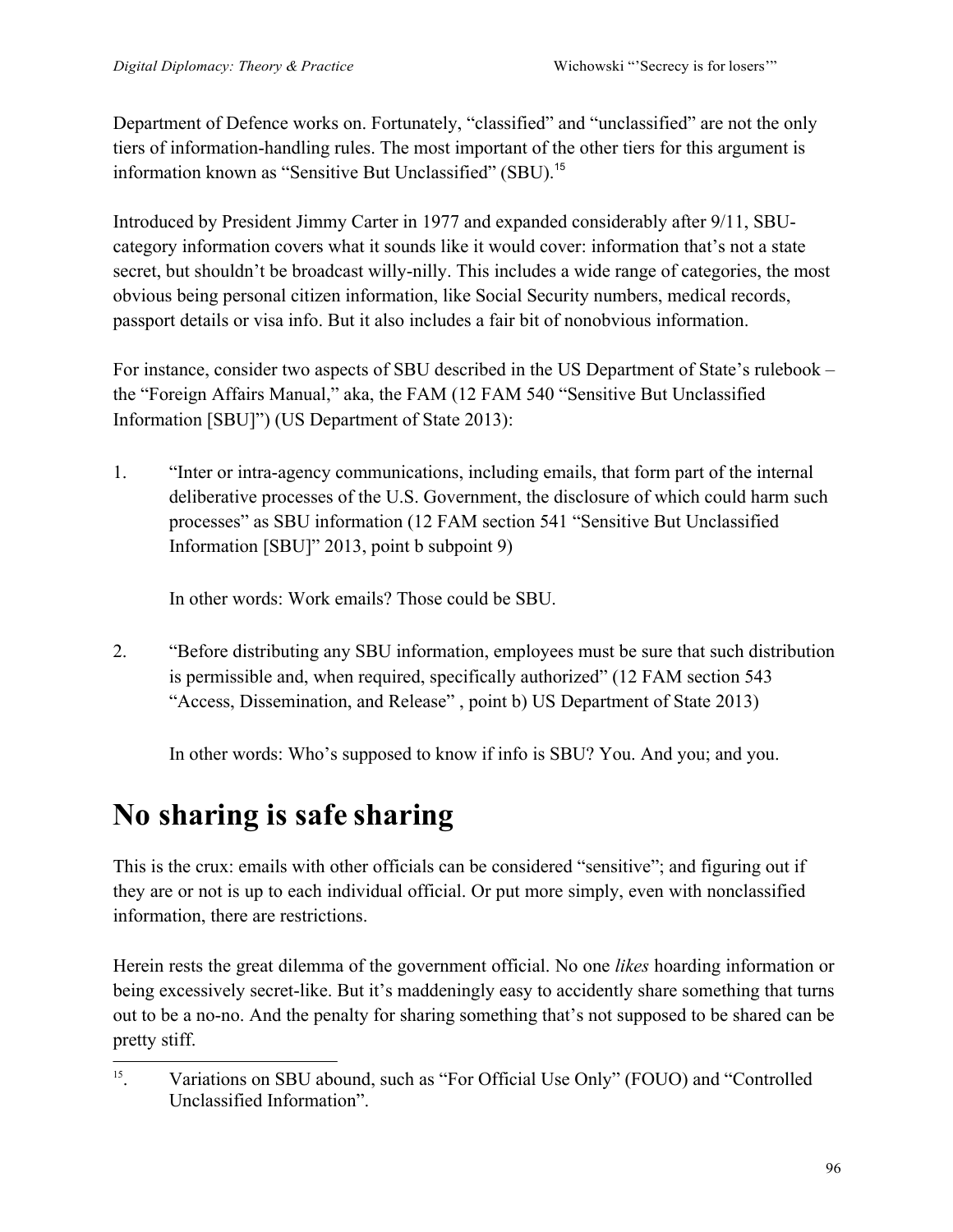Department of Defence works on. Fortunately, "classified" and "unclassified" are not the only tiers of information-handling rules. The most important of the other tiers for this argument is information known as "Sensitive But Unclassified" (SBU).[15]

Introduced by President Jimmy Carter in 1977 and expanded considerably after 9/11, SBU-category information covers what it sounds like it would cover: information that's not a state secret, but shouldn't be broadcast willy-nilly. This includes a wide range of categories, the most obvious being personal citizen information, like Social Security numbers, medical records, passport details or visa info. But it also includes a fair bit of nonobvious information.

For instance, consider two aspects of SBU described in the US Department of State's rulebook – the "Foreign Affairs Manual," aka, the FAM (12 FAM 540 "Sensitive But Unclassified Information [SBU]") (US Department of State 2013):

1. "Inter or intra-agency communications, including emails, that form part of the internal deliberative processes of the U.S. Government, the disclosure of which could harm such processes" as SBU information (12 FAM section 541 "Sensitive But Unclassified Information [SBU]" 2013, point b subpoint 9)

   In other words: Work emails? Those could be SBU.

2. "Before distributing any SBU information, employees must be sure that such distribution is permissible and, when required, specifically authorized" (12 FAM section 543 "Access, Dissemination, and Release" , point b) US Department of State 2013)

   In other words: Who's supposed to know if info is SBU? You. And you; and you.

# No sharing is safe sharing

This is the crux: emails with other officials can be considered "sensitive"; and figuring out if they are or not is up to each individual official. Or put more simply, even with nonclassified information, there are restrictions.

Herein rests the great dilemma of the government official. No one *likes* hoarding information or being excessively secret-like. But it's maddeningly easy to accidently share something that turns out to be a no-no. And the penalty for sharing something that's not supposed to be shared can be pretty stiff.

---

[15]. Variations on SBU abound, such as "For Official Use Only" (FOUO) and "Controlled Unclassified Information".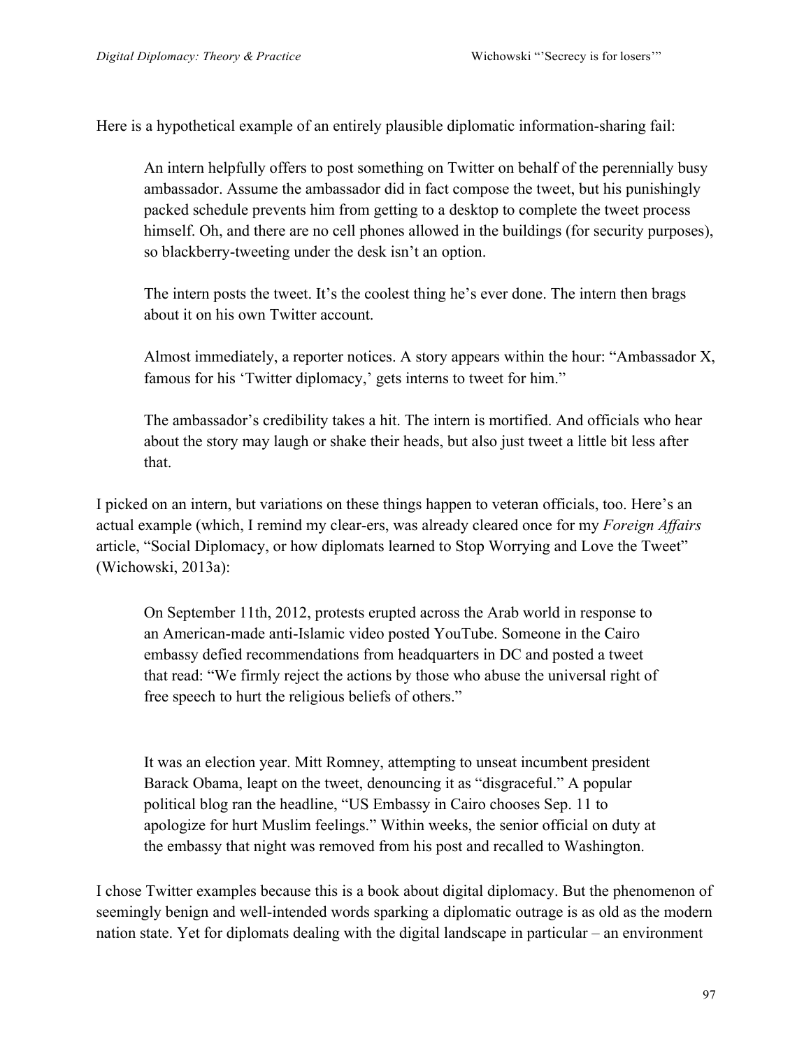Here is a hypothetical example of an entirely plausible diplomatic information-sharing fail:

> An intern helpfully offers to post something on Twitter on behalf of the perennially busy ambassador. Assume the ambassador did in fact compose the tweet, but his punishingly packed schedule prevents him from getting to a desktop to complete the tweet process himself. Oh, and there are no cell phones allowed in the buildings (for security purposes), so blackberry-tweeting under the desk isn't an option.
>
> The intern posts the tweet. It's the coolest thing he's ever done. The intern then brags about it on his own Twitter account.
>
> Almost immediately, a reporter notices. A story appears within the hour: "Ambassador X, famous for his 'Twitter diplomacy,' gets interns to tweet for him."
>
> The ambassador's credibility takes a hit. The intern is mortified. And officials who hear about the story may laugh or shake their heads, but also just tweet a little bit less after that.

I picked on an intern, but variations on these things happen to veteran officials, too. Here's an actual example (which, I remind my clear-ers, was already cleared once for my *Foreign Affairs* article, "Social Diplomacy, or how diplomats learned to Stop Worrying and Love the Tweet" (Wichowski, 2013a):

> On September 11th, 2012, protests erupted across the Arab world in response to an American-made anti-Islamic video posted YouTube. Someone in the Cairo embassy defied recommendations from headquarters in DC and posted a tweet that read: "We firmly reject the actions by those who abuse the universal right of free speech to hurt the religious beliefs of others."
>
> It was an election year. Mitt Romney, attempting to unseat incumbent president Barack Obama, leapt on the tweet, denouncing it as "disgraceful." A popular political blog ran the headline, "US Embassy in Cairo chooses Sep. 11 to apologize for hurt Muslim feelings." Within weeks, the senior official on duty at the embassy that night was removed from his post and recalled to Washington.

I chose Twitter examples because this is a book about digital diplomacy. But the phenomenon of seemingly benign and well-intended words sparking a diplomatic outrage is as old as the modern nation state. Yet for diplomats dealing with the digital landscape in particular – an environment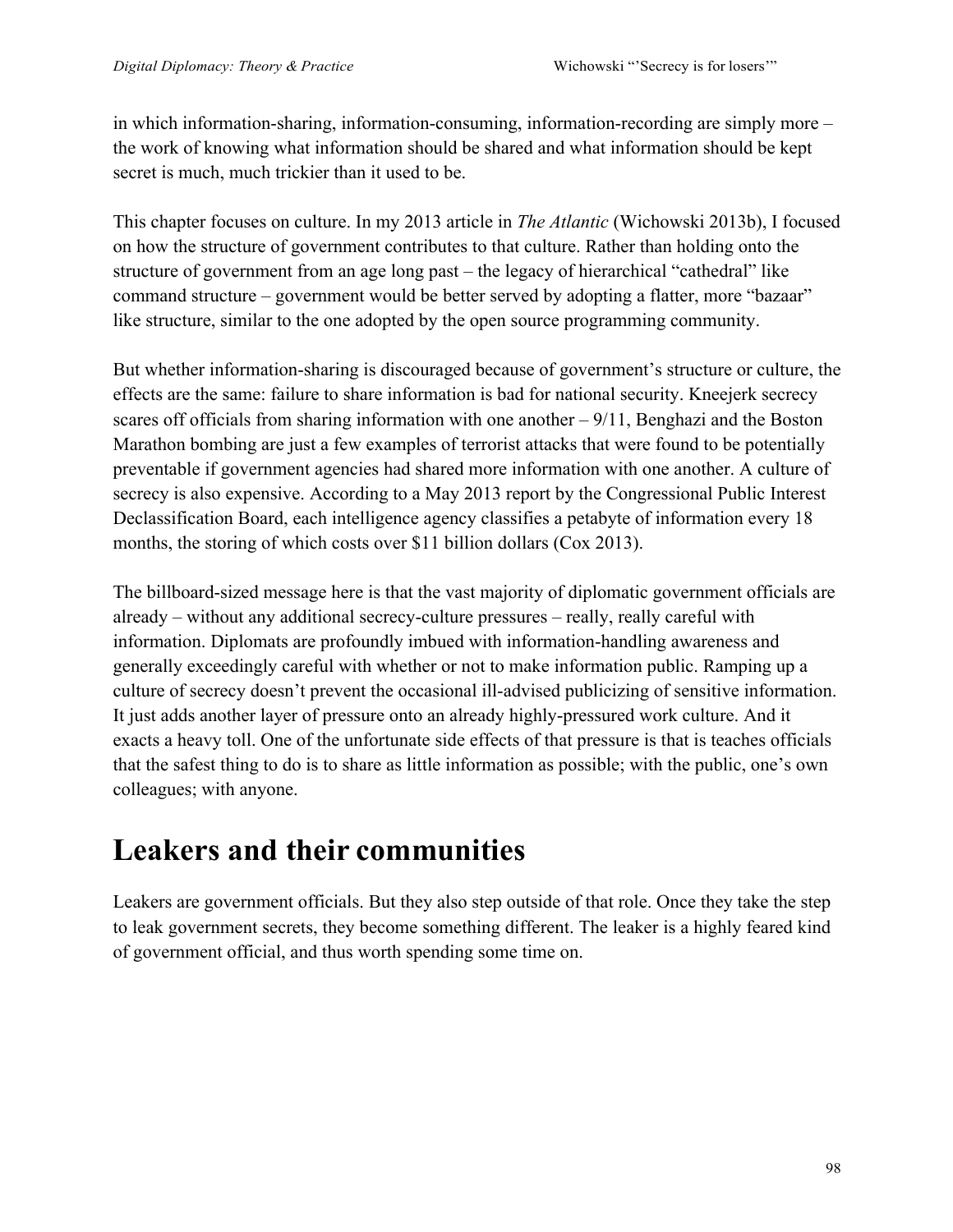in which information-sharing, information-consuming, information-recording are simply more – the work of knowing what information should be shared and what information should be kept secret is much, much trickier than it used to be.

This chapter focuses on culture. In my 2013 article in *The Atlantic* (Wichowski 2013b), I focused on how the structure of government contributes to that culture. Rather than holding onto the structure of government from an age long past – the legacy of hierarchical "cathedral" like command structure – government would be better served by adopting a flatter, more "bazaar" like structure, similar to the one adopted by the open source programming community.

But whether information-sharing is discouraged because of government's structure or culture, the effects are the same: failure to share information is bad for national security. Kneejerk secrecy scares off officials from sharing information with one another – 9/11, Benghazi and the Boston Marathon bombing are just a few examples of terrorist attacks that were found to be potentially preventable if government agencies had shared more information with one another. A culture of secrecy is also expensive. According to a May 2013 report by the Congressional Public Interest Declassification Board, each intelligence agency classifies a petabyte of information every 18 months, the storing of which costs over $11 billion dollars (Cox 2013).

The billboard-sized message here is that the vast majority of diplomatic government officials are already – without any additional secrecy-culture pressures – really, really careful with information. Diplomats are profoundly imbued with information-handling awareness and generally exceedingly careful with whether or not to make information public. Ramping up a culture of secrecy doesn't prevent the occasional ill-advised publicizing of sensitive information. It just adds another layer of pressure onto an already highly-pressured work culture. And it exacts a heavy toll. One of the unfortunate side effects of that pressure is that is teaches officials that the safest thing to do is to share as little information as possible; with the public, one's own colleagues; with anyone.

# Leakers and their communities

Leakers are government officials. But they also step outside of that role. Once they take the step to leak government secrets, they become something different. The leaker is a highly feared kind of government official, and thus worth spending some time on.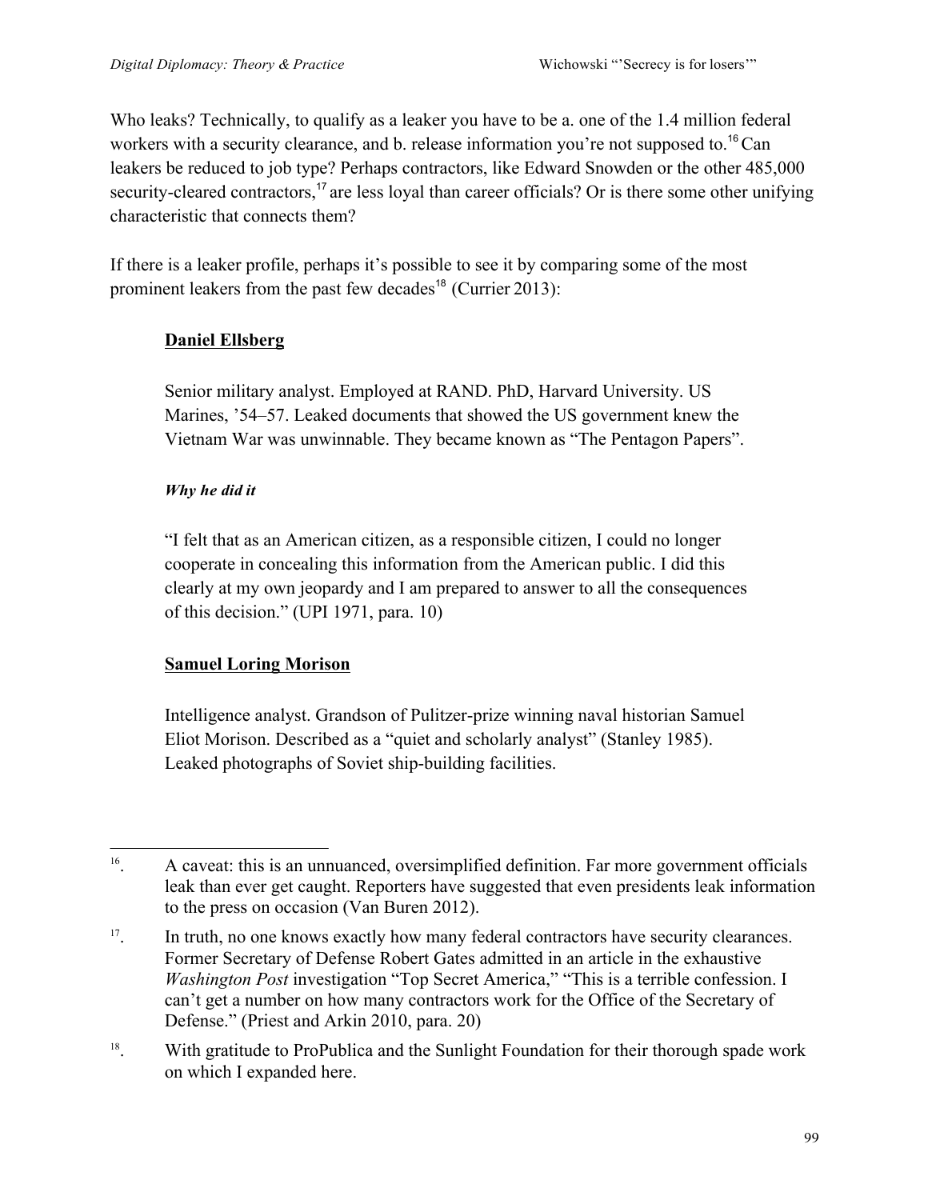Who leaks? Technically, to qualify as a leaker you have to be a. one of the 1.4 million federal workers with a security clearance, and b. release information you're not supposed to.[16] Can leakers be reduced to job type? Perhaps contractors, like Edward Snowden or the other 485,000 security-cleared contractors,[17] are less loyal than career officials? Or is there some other unifying characteristic that connects them?

If there is a leaker profile, perhaps it's possible to see it by comparing some of the most prominent leakers from the past few decades[18] (Currier 2013):

> **<u>Daniel Ellsberg</u>**
>
> Senior military analyst. Employed at RAND. PhD, Harvard University. US Marines, '54–57. Leaked documents that showed the US government knew the Vietnam War was unwinnable. They became known as "The Pentagon Papers".
>
> ***Why he did it***
>
> "I felt that as an American citizen, as a responsible citizen, I could no longer cooperate in concealing this information from the American public. I did this clearly at my own jeopardy and I am prepared to answer to all the consequences of this decision." (UPI 1971, para. 10)
>
> **<u>Samuel Loring Morison</u>**
>
> Intelligence analyst. Grandson of Pulitzer-prize winning naval historian Samuel Eliot Morison. Described as a "quiet and scholarly analyst" (Stanley 1985). Leaked photographs of Soviet ship-building facilities.

---

[16]. A caveat: this is an unnuanced, oversimplified definition. Far more government officials leak than ever get caught. Reporters have suggested that even presidents leak information to the press on occasion (Van Buren 2012).

[17]. In truth, no one knows exactly how many federal contractors have security clearances. Former Secretary of Defense Robert Gates admitted in an article in the exhaustive *Washington Post* investigation "Top Secret America," "This is a terrible confession. I can't get a number on how many contractors work for the Office of the Secretary of Defense." (Priest and Arkin 2010, para. 20)

[18]. With gratitude to ProPublica and the Sunlight Foundation for their thorough spade work on which I expanded here.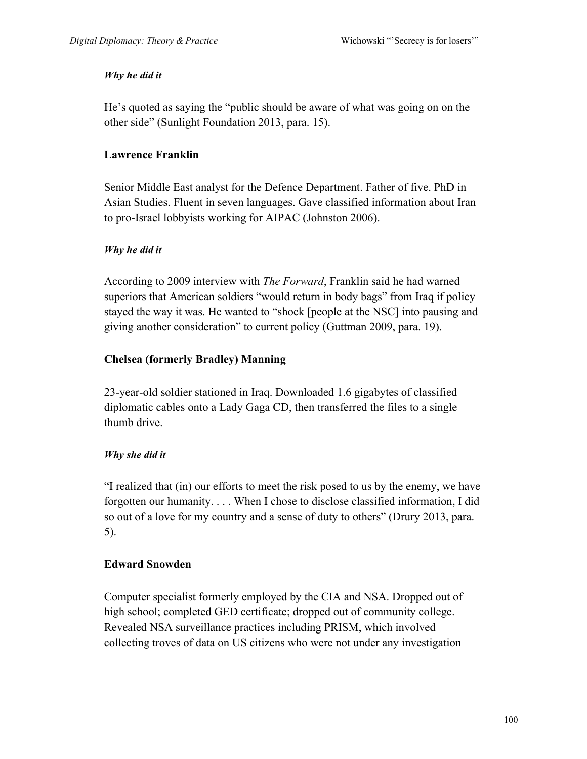***Why he did it***

He's quoted as saying the "public should be aware of what was going on on the other side" (Sunlight Foundation 2013, para. 15).

**Lawrence Franklin**

Senior Middle East analyst for the Defence Department. Father of five. PhD in Asian Studies. Fluent in seven languages. Gave classified information about Iran to pro-Israel lobbyists working for AIPAC (Johnston 2006).

***Why he did it***

According to 2009 interview with *The Forward*, Franklin said he had warned superiors that American soldiers "would return in body bags" from Iraq if policy stayed the way it was. He wanted to "shock [people at the NSC] into pausing and giving another consideration" to current policy (Guttman 2009, para. 19).

**Chelsea (formerly Bradley) Manning**

23-year-old soldier stationed in Iraq. Downloaded 1.6 gigabytes of classified diplomatic cables onto a Lady Gaga CD, then transferred the files to a single thumb drive.

***Why she did it***

"I realized that (in) our efforts to meet the risk posed to us by the enemy, we have forgotten our humanity. . . . When I chose to disclose classified information, I did so out of a love for my country and a sense of duty to others" (Drury 2013, para. 5).

**Edward Snowden**

Computer specialist formerly employed by the CIA and NSA. Dropped out of high school; completed GED certificate; dropped out of community college. Revealed NSA surveillance practices including PRISM, which involved collecting troves of data on US citizens who were not under any investigation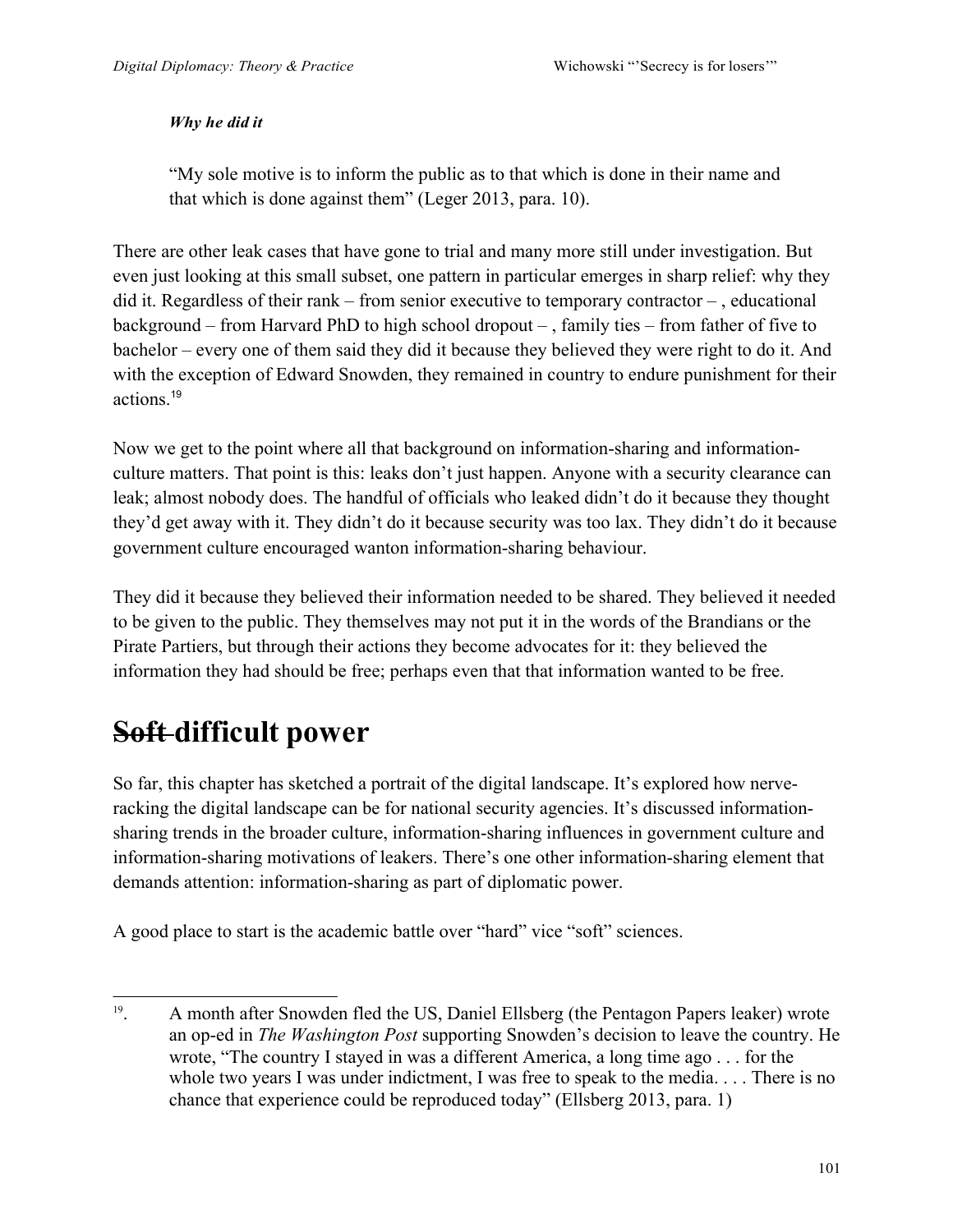*Why he did it*

> “My sole motive is to inform the public as to that which is done in their name and that which is done against them” (Leger 2013, para. 10).

There are other leak cases that have gone to trial and many more still under investigation. But even just looking at this small subset, one pattern in particular emerges in sharp relief: why they did it. Regardless of their rank – from senior executive to temporary contractor – , educational background – from Harvard PhD to high school dropout – , family ties – from father of five to bachelor – every one of them said they did it because they believed they were right to do it. And with the exception of Edward Snowden, they remained in country to endure punishment for their actions.[19]

Now we get to the point where all that background on information-sharing and information-culture matters. That point is this: leaks don’t just happen. Anyone with a security clearance can leak; almost nobody does. The handful of officials who leaked didn’t do it because they thought they’d get away with it. They didn’t do it because security was too lax. They didn’t do it because government culture encouraged wanton information-sharing behaviour.

They did it because they believed their information needed to be shared. They believed it needed to be given to the public. They themselves may not put it in the words of the Brandians or the Pirate Partiers, but through their actions they become advocates for it: they believed the information they had should be free; perhaps even that that information wanted to be free.

# ~~Soft~~ difficult power

So far, this chapter has sketched a portrait of the digital landscape. It’s explored how nerve-racking the digital landscape can be for national security agencies. It’s discussed information-sharing trends in the broader culture, information-sharing influences in government culture and information-sharing motivations of leakers. There’s one other information-sharing element that demands attention: information-sharing as part of diplomatic power.

A good place to start is the academic battle over “hard” vice “soft” sciences.

---

[19]. A month after Snowden fled the US, Daniel Ellsberg (the Pentagon Papers leaker) wrote an op-ed in *The Washington Post* supporting Snowden’s decision to leave the country. He wrote, “The country I stayed in was a different America, a long time ago . . . for the whole two years I was under indictment, I was free to speak to the media. . . . There is no chance that experience could be reproduced today” (Ellsberg 2013, para. 1)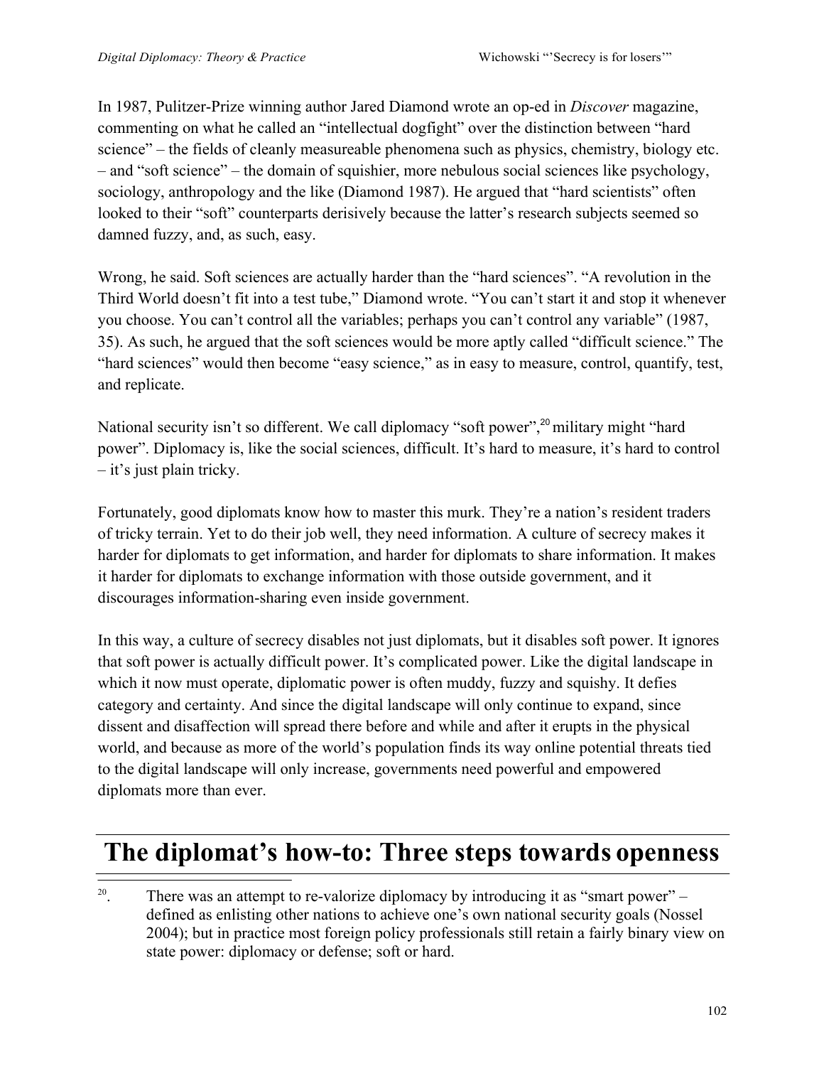In 1987, Pulitzer-Prize winning author Jared Diamond wrote an op-ed in *Discover* magazine, commenting on what he called an "intellectual dogfight" over the distinction between "hard science" – the fields of cleanly measureable phenomena such as physics, chemistry, biology etc. – and "soft science" – the domain of squishier, more nebulous social sciences like psychology, sociology, anthropology and the like (Diamond 1987). He argued that "hard scientists" often looked to their "soft" counterparts derisively because the latter's research subjects seemed so damned fuzzy, and, as such, easy.

Wrong, he said. Soft sciences are actually harder than the "hard sciences". "A revolution in the Third World doesn't fit into a test tube," Diamond wrote. "You can't start it and stop it whenever you choose. You can't control all the variables; perhaps you can't control any variable" (1987, 35). As such, he argued that the soft sciences would be more aptly called "difficult science." The "hard sciences" would then become "easy science," as in easy to measure, control, quantify, test, and replicate.

National security isn't so different. We call diplomacy "soft power",[20] military might "hard power". Diplomacy is, like the social sciences, difficult. It's hard to measure, it's hard to control – it's just plain tricky.

Fortunately, good diplomats know how to master this murk. They're a nation's resident traders of tricky terrain. Yet to do their job well, they need information. A culture of secrecy makes it harder for diplomats to get information, and harder for diplomats to share information. It makes it harder for diplomats to exchange information with those outside government, and it discourages information-sharing even inside government.

In this way, a culture of secrecy disables not just diplomats, but it disables soft power. It ignores that soft power is actually difficult power. It's complicated power. Like the digital landscape in which it now must operate, diplomatic power is often muddy, fuzzy and squishy. It defies category and certainty. And since the digital landscape will only continue to expand, since dissent and disaffection will spread there before and while and after it erupts in the physical world, and because as more of the world's population finds its way online potential threats tied to the digital landscape will only increase, governments need powerful and empowered diplomats more than ever.

# The diplomat's how-to: Three steps towards openness

[20]. There was an attempt to re-valorize diplomacy by introducing it as "smart power" – defined as enlisting other nations to achieve one's own national security goals (Nossel 2004); but in practice most foreign policy professionals still retain a fairly binary view on state power: diplomacy or defense; soft or hard.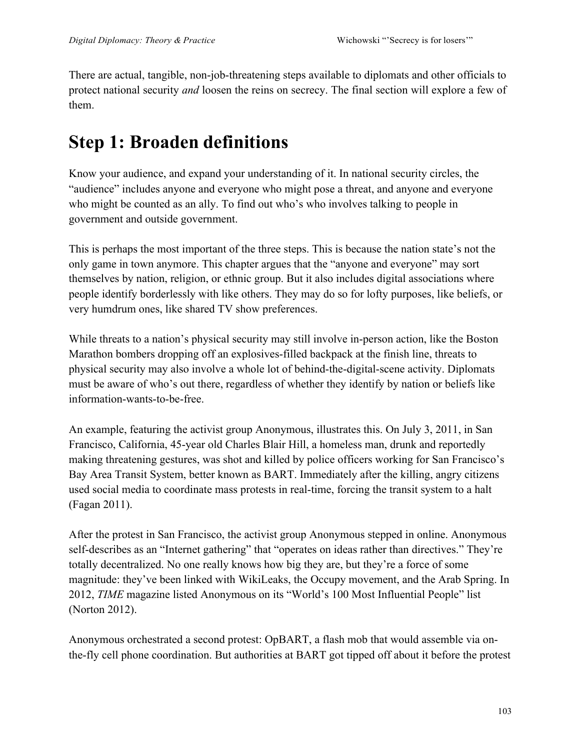There are actual, tangible, non-job-threatening steps available to diplomats and other officials to protect national security *and* loosen the reins on secrecy. The final section will explore a few of them.

# Step 1: Broaden definitions

Know your audience, and expand your understanding of it. In national security circles, the "audience" includes anyone and everyone who might pose a threat, and anyone and everyone who might be counted as an ally. To find out who's who involves talking to people in government and outside government.

This is perhaps the most important of the three steps. This is because the nation state's not the only game in town anymore. This chapter argues that the "anyone and everyone" may sort themselves by nation, religion, or ethnic group. But it also includes digital associations where people identify borderlessly with like others. They may do so for lofty purposes, like beliefs, or very humdrum ones, like shared TV show preferences.

While threats to a nation's physical security may still involve in-person action, like the Boston Marathon bombers dropping off an explosives-filled backpack at the finish line, threats to physical security may also involve a whole lot of behind-the-digital-scene activity. Diplomats must be aware of who's out there, regardless of whether they identify by nation or beliefs like information-wants-to-be-free.

An example, featuring the activist group Anonymous, illustrates this. On July 3, 2011, in San Francisco, California, 45-year old Charles Blair Hill, a homeless man, drunk and reportedly making threatening gestures, was shot and killed by police officers working for San Francisco's Bay Area Transit System, better known as BART. Immediately after the killing, angry citizens used social media to coordinate mass protests in real-time, forcing the transit system to a halt (Fagan 2011).

After the protest in San Francisco, the activist group Anonymous stepped in online. Anonymous self-describes as an "Internet gathering" that "operates on ideas rather than directives." They're totally decentralized. No one really knows how big they are, but they're a force of some magnitude: they've been linked with WikiLeaks, the Occupy movement, and the Arab Spring. In 2012, *TIME* magazine listed Anonymous on its "World's 100 Most Influential People" list (Norton 2012).

Anonymous orchestrated a second protest: OpBART, a flash mob that would assemble via on-the-fly cell phone coordination. But authorities at BART got tipped off about it before the protest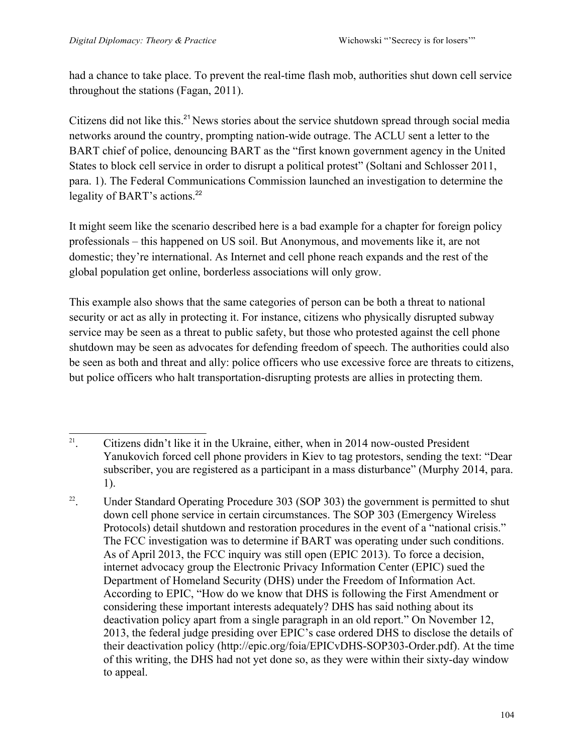had a chance to take place. To prevent the real-time flash mob, authorities shut down cell service throughout the stations (Fagan, 2011).

Citizens did not like this.[21] News stories about the service shutdown spread through social media networks around the country, prompting nation-wide outrage. The ACLU sent a letter to the BART chief of police, denouncing BART as the "first known government agency in the United States to block cell service in order to disrupt a political protest" (Soltani and Schlosser 2011, para. 1). The Federal Communications Commission launched an investigation to determine the legality of BART's actions.[22]

It might seem like the scenario described here is a bad example for a chapter for foreign policy professionals – this happened on US soil. But Anonymous, and movements like it, are not domestic; they're international. As Internet and cell phone reach expands and the rest of the global population get online, borderless associations will only grow.

This example also shows that the same categories of person can be both a threat to national security or act as ally in protecting it. For instance, citizens who physically disrupted subway service may be seen as a threat to public safety, but those who protested against the cell phone shutdown may be seen as advocates for defending freedom of speech. The authorities could also be seen as both and threat and ally: police officers who use excessive force are threats to citizens, but police officers who halt transportation-disrupting protests are allies in protecting them.

---

[21]. Citizens didn't like it in the Ukraine, either, when in 2014 now-ousted President Yanukovich forced cell phone providers in Kiev to tag protestors, sending the text: "Dear subscriber, you are registered as a participant in a mass disturbance" (Murphy 2014, para. 1).

[22]. Under Standard Operating Procedure 303 (SOP 303) the government is permitted to shut down cell phone service in certain circumstances. The SOP 303 (Emergency Wireless Protocols) detail shutdown and restoration procedures in the event of a "national crisis." The FCC investigation was to determine if BART was operating under such conditions. As of April 2013, the FCC inquiry was still open (EPIC 2013). To force a decision, internet advocacy group the Electronic Privacy Information Center (EPIC) sued the Department of Homeland Security (DHS) under the Freedom of Information Act. According to EPIC, "How do we know that DHS is following the First Amendment or considering these important interests adequately? DHS has said nothing about its deactivation policy apart from a single paragraph in an old report." On November 12, 2013, the federal judge presiding over EPIC's case ordered DHS to disclose the details of their deactivation policy (http://epic.org/foia/EPICvDHS-SOP303-Order.pdf). At the time of this writing, the DHS had not yet done so, as they were within their sixty-day window to appeal.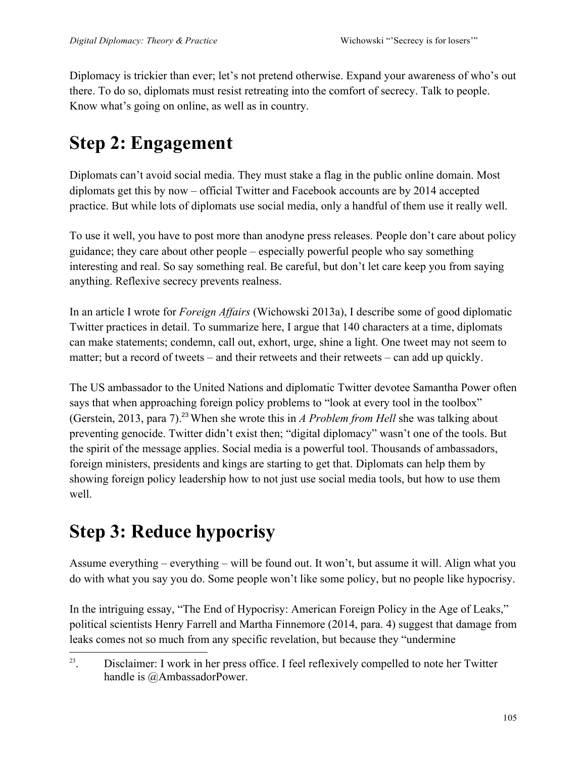Diplomacy is trickier than ever; let's not pretend otherwise. Expand your awareness of who's out there. To do so, diplomats must resist retreating into the comfort of secrecy. Talk to people. Know what's going on online, as well as in country.

## Step 2: Engagement

Diplomats can't avoid social media. They must stake a flag in the public online domain. Most diplomats get this by now – official Twitter and Facebook accounts are by 2014 accepted practice. But while lots of diplomats use social media, only a handful of them use it really well.

To use it well, you have to post more than anodyne press releases. People don't care about policy guidance; they care about other people – especially powerful people who say something interesting and real. So say something real. Be careful, but don't let care keep you from saying anything. Reflexive secrecy prevents realness.

In an article I wrote for *Foreign Affairs* (Wichowski 2013a), I describe some of good diplomatic Twitter practices in detail. To summarize here, I argue that 140 characters at a time, diplomats can make statements; condemn, call out, exhort, urge, shine a light. One tweet may not seem to matter; but a record of tweets – and their retweets and their retweets – can add up quickly.

The US ambassador to the United Nations and diplomatic Twitter devotee Samantha Power often says that when approaching foreign policy problems to "look at every tool in the toolbox" (Gerstein, 2013, para 7).[23] When she wrote this in *A Problem from Hell* she was talking about preventing genocide. Twitter didn't exist then; "digital diplomacy" wasn't one of the tools. But the spirit of the message applies. Social media is a powerful tool. Thousands of ambassadors, foreign ministers, presidents and kings are starting to get that. Diplomats can help them by showing foreign policy leadership how to not just use social media tools, but how to use them well.

## Step 3: Reduce hypocrisy

Assume everything – everything – will be found out. It won't, but assume it will. Align what you do with what you say you do. Some people won't like some policy, but no people like hypocrisy.

In the intriguing essay, "The End of Hypocrisy: American Foreign Policy in the Age of Leaks," political scientists Henry Farrell and Martha Finnemore (2014, para. 4) suggest that damage from leaks comes not so much from any specific revelation, but because they "undermine

---

[23]. Disclaimer: I work in her press office. I feel reflexively compelled to note her Twitter handle is @AmbassadorPower.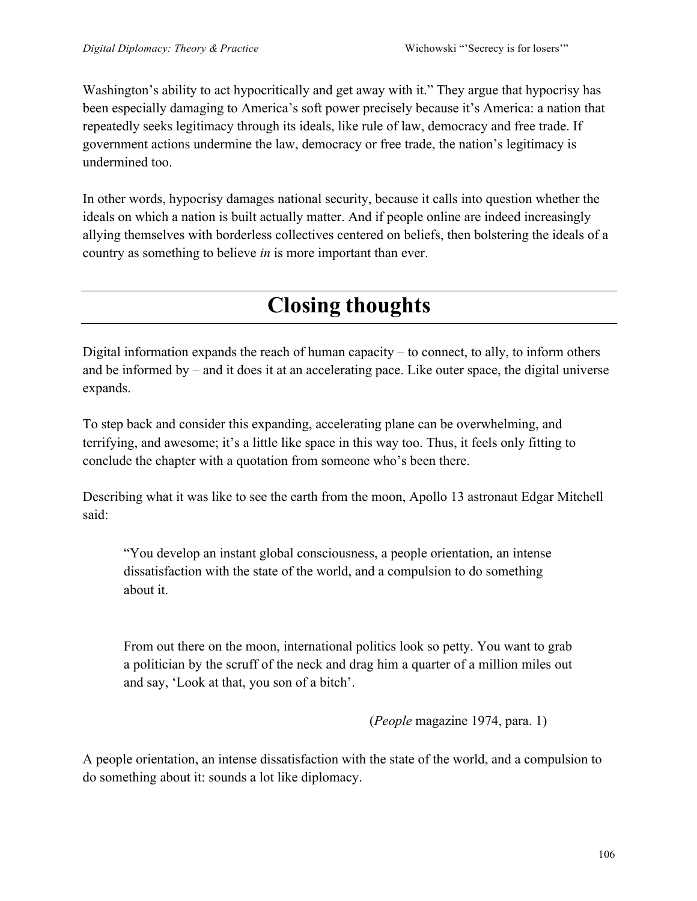Washington's ability to act hypocritically and get away with it." They argue that hypocrisy has been especially damaging to America's soft power precisely because it's America: a nation that repeatedly seeks legitimacy through its ideals, like rule of law, democracy and free trade. If government actions undermine the law, democracy or free trade, the nation's legitimacy is undermined too.

In other words, hypocrisy damages national security, because it calls into question whether the ideals on which a nation is built actually matter. And if people online are indeed increasingly allying themselves with borderless collectives centered on beliefs, then bolstering the ideals of a country as something to believe *in* is more important than ever.

## Closing thoughts

Digital information expands the reach of human capacity – to connect, to ally, to inform others and be informed by – and it does it at an accelerating pace. Like outer space, the digital universe expands.

To step back and consider this expanding, accelerating plane can be overwhelming, and terrifying, and awesome; it's a little like space in this way too. Thus, it feels only fitting to conclude the chapter with a quotation from someone who's been there.

Describing what it was like to see the earth from the moon, Apollo 13 astronaut Edgar Mitchell said:

> "You develop an instant global consciousness, a people orientation, an intense dissatisfaction with the state of the world, and a compulsion to do something about it.
>
> From out there on the moon, international politics look so petty. You want to grab a politician by the scruff of the neck and drag him a quarter of a million miles out and say, 'Look at that, you son of a bitch'.
>
> (*People* magazine 1974, para. 1)

A people orientation, an intense dissatisfaction with the state of the world, and a compulsion to do something about it: sounds a lot like diplomacy.